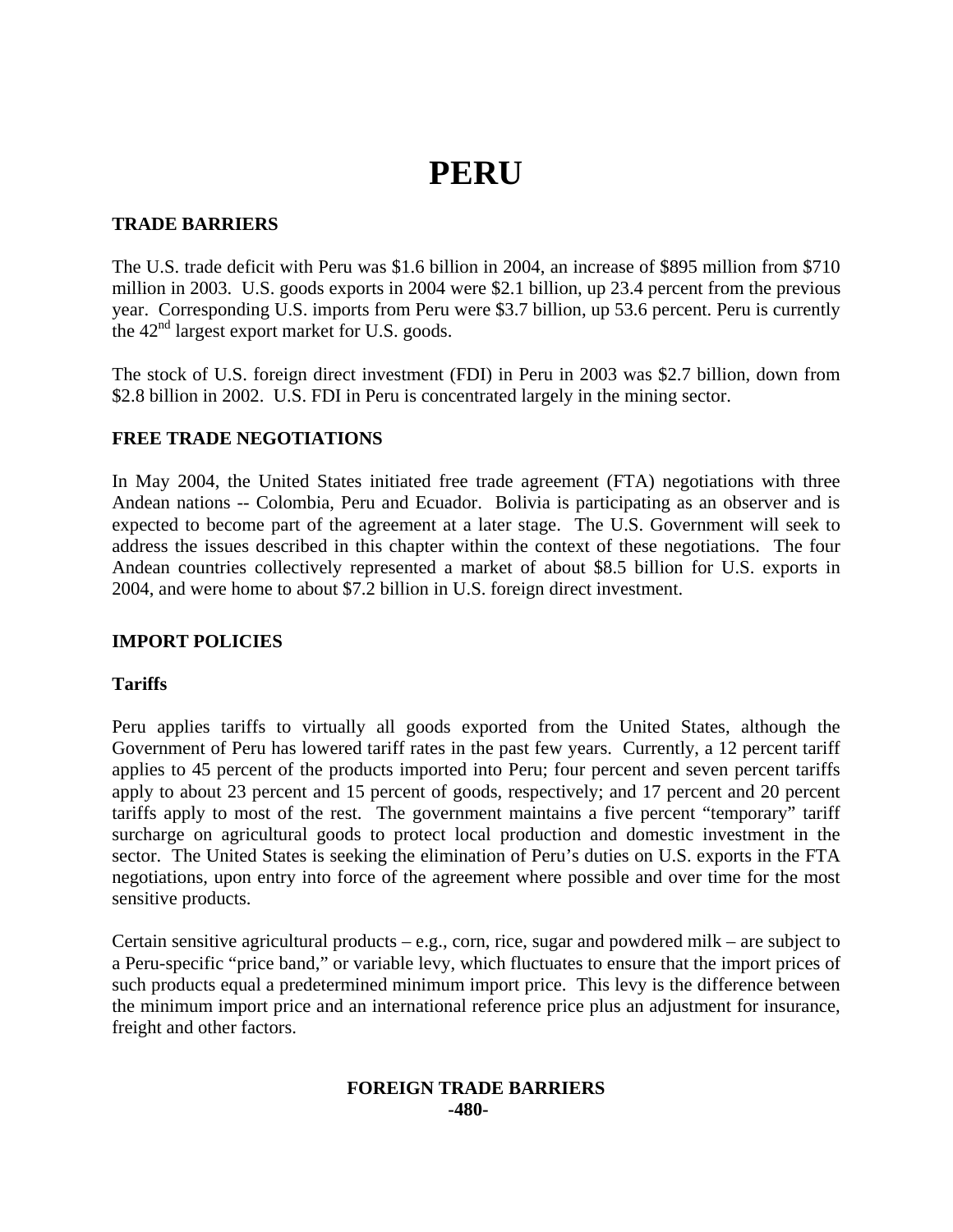# PERU

## TRADE BARRIERS

The U.S. trade deficit with Peru was $1.6 billion in 2004, an increase of $895 million from $710 million in 2003. U.S. goods exports in 2004 were $2.1 billion, up 23.4 percent from the previous year. Corresponding U.S. imports from Peru were $3.7 billion, up 53.6 percent. Peru is currently the 42nd largest export market for U.S. goods.

The stock of U.S. foreign direct investment (FDI) in Peru in 2003 was $2.7 billion, down from $2.8 billion in 2002. U.S. FDI in Peru is concentrated largely in the mining sector.

## FREE TRADE NEGOTIATIONS

In May 2004, the United States initiated free trade agreement (FTA) negotiations with three Andean nations -- Colombia, Peru and Ecuador. Bolivia is participating as an observer and is expected to become part of the agreement at a later stage. The U.S. Government will seek to address the issues described in this chapter within the context of these negotiations. The four Andean countries collectively represented a market of about $8.5 billion for U.S. exports in 2004, and were home to about $7.2 billion in U.S. foreign direct investment.

## IMPORT POLICIES

### Tariffs

Peru applies tariffs to virtually all goods exported from the United States, although the Government of Peru has lowered tariff rates in the past few years. Currently, a 12 percent tariff applies to 45 percent of the products imported into Peru; four percent and seven percent tariffs apply to about 23 percent and 15 percent of goods, respectively; and 17 percent and 20 percent tariffs apply to most of the rest. The government maintains a five percent "temporary" tariff surcharge on agricultural goods to protect local production and domestic investment in the sector. The United States is seeking the elimination of Peru's duties on U.S. exports in the FTA negotiations, upon entry into force of the agreement where possible and over time for the most sensitive products.

Certain sensitive agricultural products – e.g., corn, rice, sugar and powdered milk – are subject to a Peru-specific "price band," or variable levy, which fluctuates to ensure that the import prices of such products equal a predetermined minimum import price. This levy is the difference between the minimum import price and an international reference price plus an adjustment for insurance, freight and other factors.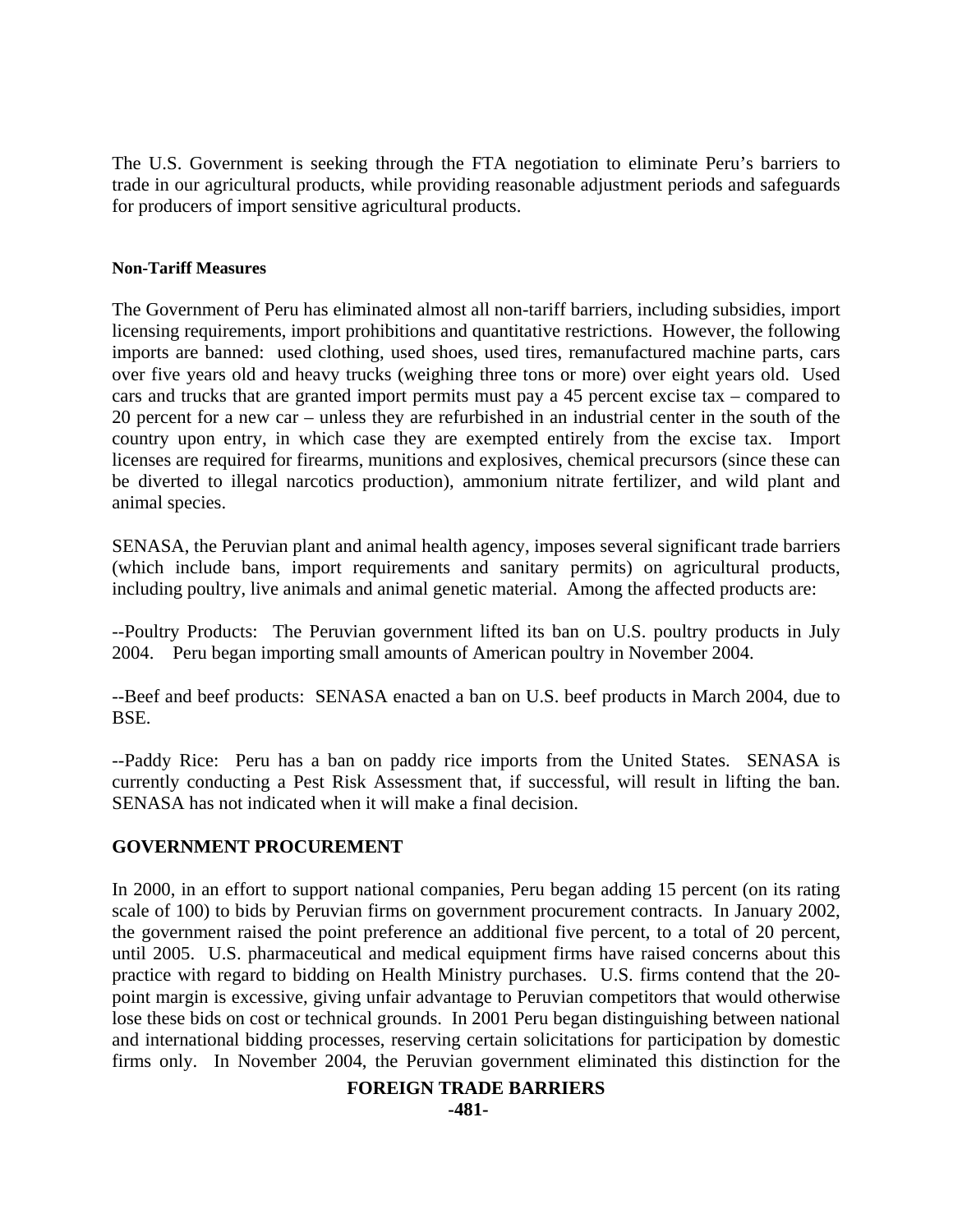The U.S. Government is seeking through the FTA negotiation to eliminate Peru's barriers to trade in our agricultural products, while providing reasonable adjustment periods and safeguards for producers of import sensitive agricultural products.

**Non-Tariff Measures**

The Government of Peru has eliminated almost all non-tariff barriers, including subsidies, import licensing requirements, import prohibitions and quantitative restrictions. However, the following imports are banned: used clothing, used shoes, used tires, remanufactured machine parts, cars over five years old and heavy trucks (weighing three tons or more) over eight years old. Used cars and trucks that are granted import permits must pay a 45 percent excise tax – compared to 20 percent for a new car – unless they are refurbished in an industrial center in the south of the country upon entry, in which case they are exempted entirely from the excise tax. Import licenses are required for firearms, munitions and explosives, chemical precursors (since these can be diverted to illegal narcotics production), ammonium nitrate fertilizer, and wild plant and animal species.

SENASA, the Peruvian plant and animal health agency, imposes several significant trade barriers (which include bans, import requirements and sanitary permits) on agricultural products, including poultry, live animals and animal genetic material. Among the affected products are:

--Poultry Products: The Peruvian government lifted its ban on U.S. poultry products in July 2004. Peru began importing small amounts of American poultry in November 2004.

--Beef and beef products: SENASA enacted a ban on U.S. beef products in March 2004, due to BSE.

--Paddy Rice: Peru has a ban on paddy rice imports from the United States. SENASA is currently conducting a Pest Risk Assessment that, if successful, will result in lifting the ban. SENASA has not indicated when it will make a final decision.

## GOVERNMENT PROCUREMENT

In 2000, in an effort to support national companies, Peru began adding 15 percent (on its rating scale of 100) to bids by Peruvian firms on government procurement contracts. In January 2002, the government raised the point preference an additional five percent, to a total of 20 percent, until 2005. U.S. pharmaceutical and medical equipment firms have raised concerns about this practice with regard to bidding on Health Ministry purchases. U.S. firms contend that the 20-point margin is excessive, giving unfair advantage to Peruvian competitors that would otherwise lose these bids on cost or technical grounds. In 2001 Peru began distinguishing between national and international bidding processes, reserving certain solicitations for participation by domestic firms only. In November 2004, the Peruvian government eliminated this distinction for the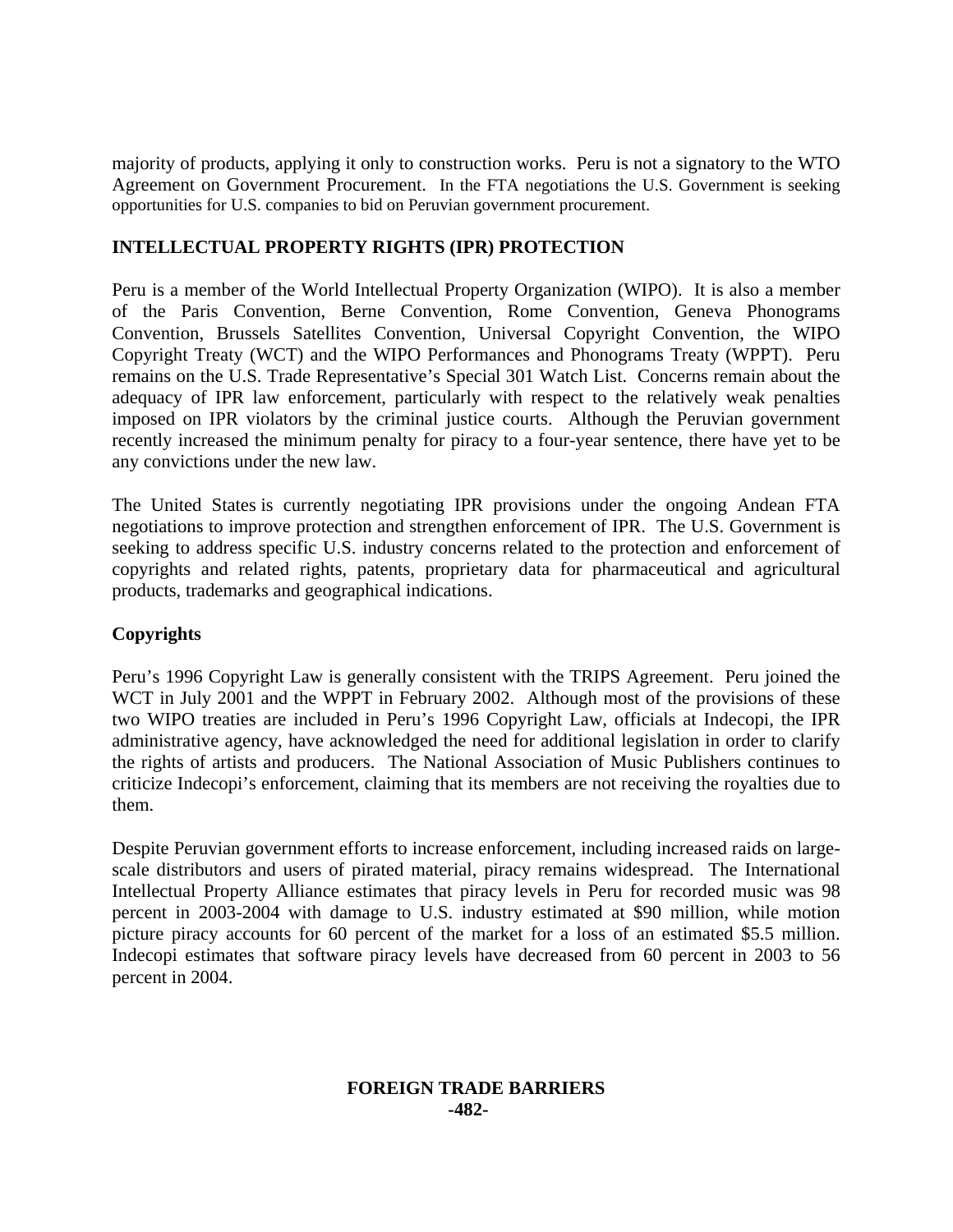majority of products, applying it only to construction works. Peru is not a signatory to the WTO Agreement on Government Procurement. In the FTA negotiations the U.S. Government is seeking opportunities for U.S. companies to bid on Peruvian government procurement.

## INTELLECTUAL PROPERTY RIGHTS (IPR) PROTECTION

Peru is a member of the World Intellectual Property Organization (WIPO). It is also a member of the Paris Convention, Berne Convention, Rome Convention, Geneva Phonograms Convention, Brussels Satellites Convention, Universal Copyright Convention, the WIPO Copyright Treaty (WCT) and the WIPO Performances and Phonograms Treaty (WPPT). Peru remains on the U.S. Trade Representative's Special 301 Watch List. Concerns remain about the adequacy of IPR law enforcement, particularly with respect to the relatively weak penalties imposed on IPR violators by the criminal justice courts. Although the Peruvian government recently increased the minimum penalty for piracy to a four-year sentence, there have yet to be any convictions under the new law.

The United States is currently negotiating IPR provisions under the ongoing Andean FTA negotiations to improve protection and strengthen enforcement of IPR. The U.S. Government is seeking to address specific U.S. industry concerns related to the protection and enforcement of copyrights and related rights, patents, proprietary data for pharmaceutical and agricultural products, trademarks and geographical indications.

### Copyrights

Peru's 1996 Copyright Law is generally consistent with the TRIPS Agreement. Peru joined the WCT in July 2001 and the WPPT in February 2002. Although most of the provisions of these two WIPO treaties are included in Peru's 1996 Copyright Law, officials at Indecopi, the IPR administrative agency, have acknowledged the need for additional legislation in order to clarify the rights of artists and producers. The National Association of Music Publishers continues to criticize Indecopi's enforcement, claiming that its members are not receiving the royalties due to them.

Despite Peruvian government efforts to increase enforcement, including increased raids on large-scale distributors and users of pirated material, piracy remains widespread. The International Intellectual Property Alliance estimates that piracy levels in Peru for recorded music was 98 percent in 2003-2004 with damage to U.S. industry estimated at $90 million, while motion picture piracy accounts for 60 percent of the market for a loss of an estimated $5.5 million. Indecopi estimates that software piracy levels have decreased from 60 percent in 2003 to 56 percent in 2004.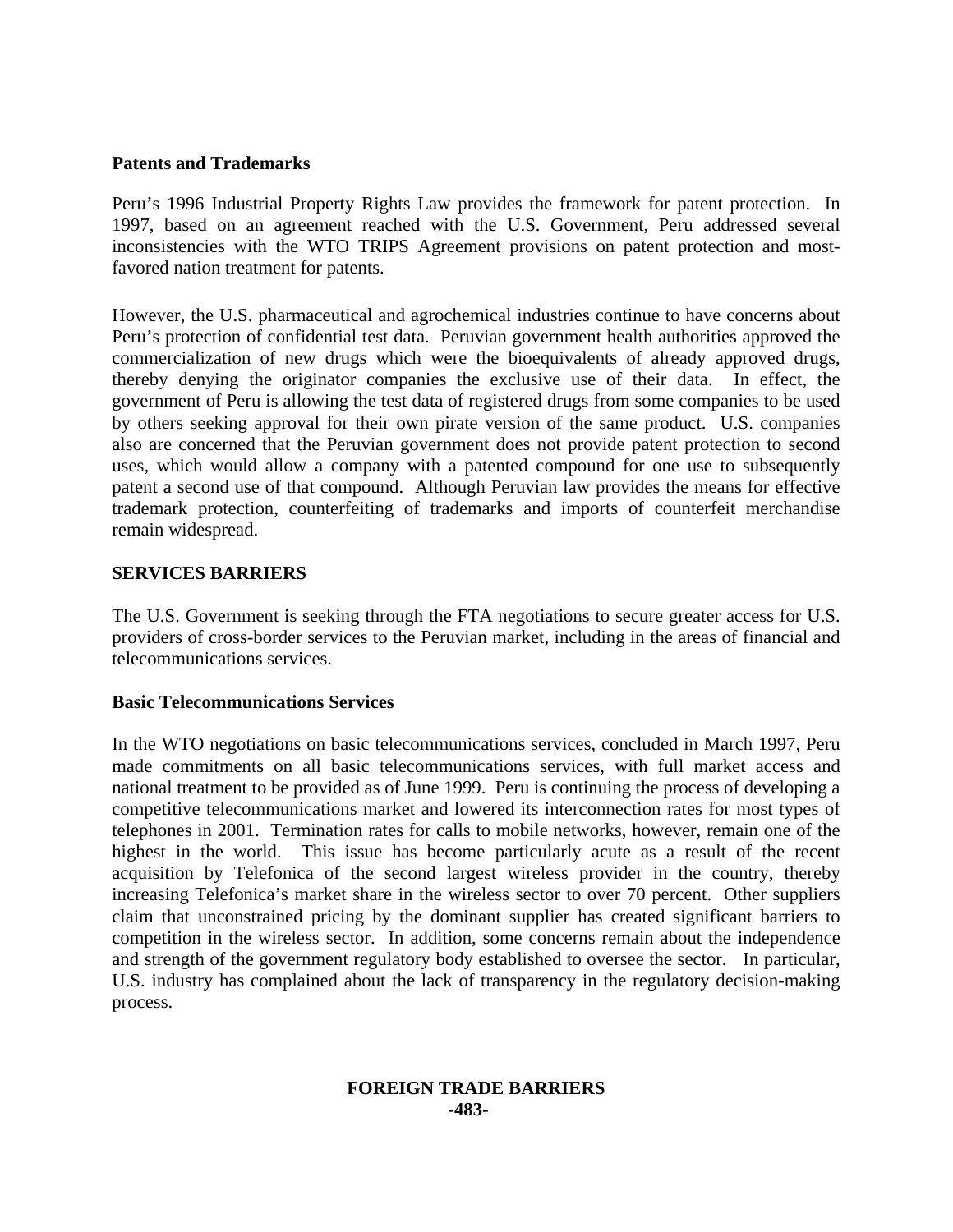### Patents and Trademarks

Peru's 1996 Industrial Property Rights Law provides the framework for patent protection. In 1997, based on an agreement reached with the U.S. Government, Peru addressed several inconsistencies with the WTO TRIPS Agreement provisions on patent protection and most-favored nation treatment for patents.

However, the U.S. pharmaceutical and agrochemical industries continue to have concerns about Peru's protection of confidential test data. Peruvian government health authorities approved the commercialization of new drugs which were the bioequivalents of already approved drugs, thereby denying the originator companies the exclusive use of their data. In effect, the government of Peru is allowing the test data of registered drugs from some companies to be used by others seeking approval for their own pirate version of the same product. U.S. companies also are concerned that the Peruvian government does not provide patent protection to second uses, which would allow a company with a patented compound for one use to subsequently patent a second use of that compound. Although Peruvian law provides the means for effective trademark protection, counterfeiting of trademarks and imports of counterfeit merchandise remain widespread.

## SERVICES BARRIERS

The U.S. Government is seeking through the FTA negotiations to secure greater access for U.S. providers of cross-border services to the Peruvian market, including in the areas of financial and telecommunications services.

### Basic Telecommunications Services

In the WTO negotiations on basic telecommunications services, concluded in March 1997, Peru made commitments on all basic telecommunications services, with full market access and national treatment to be provided as of June 1999. Peru is continuing the process of developing a competitive telecommunications market and lowered its interconnection rates for most types of telephones in 2001. Termination rates for calls to mobile networks, however, remain one of the highest in the world. This issue has become particularly acute as a result of the recent acquisition by Telefonica of the second largest wireless provider in the country, thereby increasing Telefonica's market share in the wireless sector to over 70 percent. Other suppliers claim that unconstrained pricing by the dominant supplier has created significant barriers to competition in the wireless sector. In addition, some concerns remain about the independence and strength of the government regulatory body established to oversee the sector. In particular, U.S. industry has complained about the lack of transparency in the regulatory decision-making process.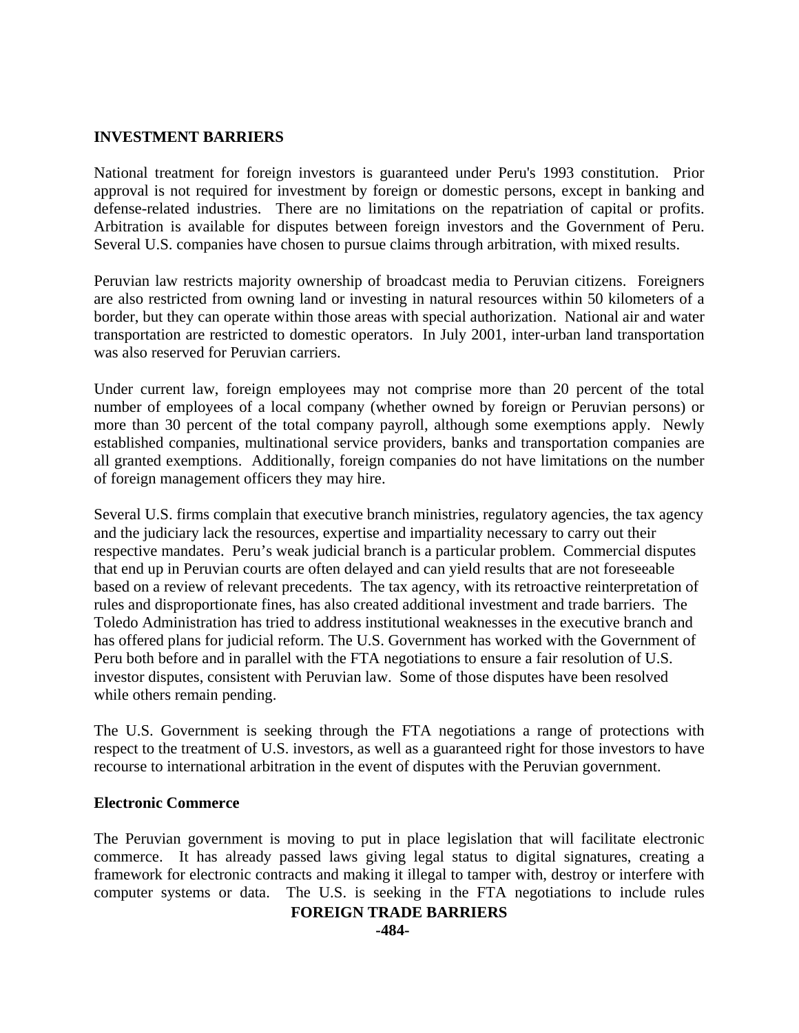## INVESTMENT BARRIERS

National treatment for foreign investors is guaranteed under Peru's 1993 constitution. Prior approval is not required for investment by foreign or domestic persons, except in banking and defense-related industries. There are no limitations on the repatriation of capital or profits. Arbitration is available for disputes between foreign investors and the Government of Peru. Several U.S. companies have chosen to pursue claims through arbitration, with mixed results.

Peruvian law restricts majority ownership of broadcast media to Peruvian citizens. Foreigners are also restricted from owning land or investing in natural resources within 50 kilometers of a border, but they can operate within those areas with special authorization. National air and water transportation are restricted to domestic operators. In July 2001, inter-urban land transportation was also reserved for Peruvian carriers.

Under current law, foreign employees may not comprise more than 20 percent of the total number of employees of a local company (whether owned by foreign or Peruvian persons) or more than 30 percent of the total company payroll, although some exemptions apply. Newly established companies, multinational service providers, banks and transportation companies are all granted exemptions. Additionally, foreign companies do not have limitations on the number of foreign management officers they may hire.

Several U.S. firms complain that executive branch ministries, regulatory agencies, the tax agency and the judiciary lack the resources, expertise and impartiality necessary to carry out their respective mandates. Peru's weak judicial branch is a particular problem. Commercial disputes that end up in Peruvian courts are often delayed and can yield results that are not foreseeable based on a review of relevant precedents. The tax agency, with its retroactive reinterpretation of rules and disproportionate fines, has also created additional investment and trade barriers. The Toledo Administration has tried to address institutional weaknesses in the executive branch and has offered plans for judicial reform. The U.S. Government has worked with the Government of Peru both before and in parallel with the FTA negotiations to ensure a fair resolution of U.S. investor disputes, consistent with Peruvian law. Some of those disputes have been resolved while others remain pending.

The U.S. Government is seeking through the FTA negotiations a range of protections with respect to the treatment of U.S. investors, as well as a guaranteed right for those investors to have recourse to international arbitration in the event of disputes with the Peruvian government.

### Electronic Commerce

The Peruvian government is moving to put in place legislation that will facilitate electronic commerce. It has already passed laws giving legal status to digital signatures, creating a framework for electronic contracts and making it illegal to tamper with, destroy or interfere with computer systems or data. The U.S. is seeking in the FTA negotiations to include rules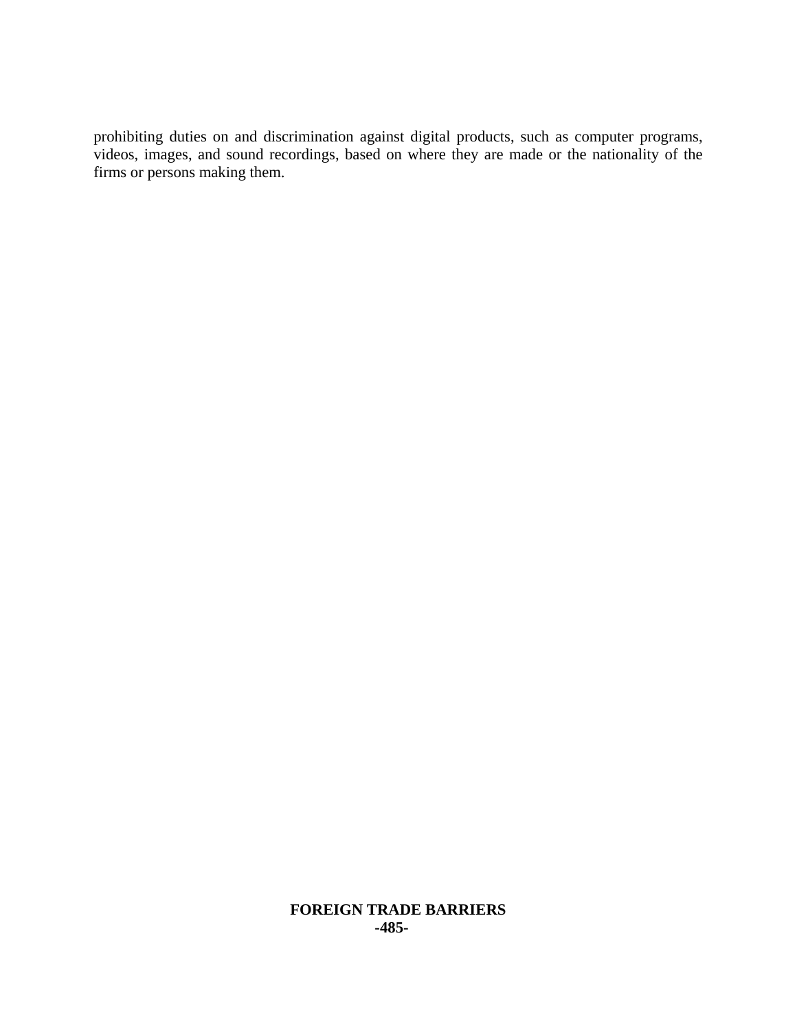prohibiting duties on and discrimination against digital products, such as computer programs, videos, images, and sound recordings, based on where they are made or the nationality of the firms or persons making them.